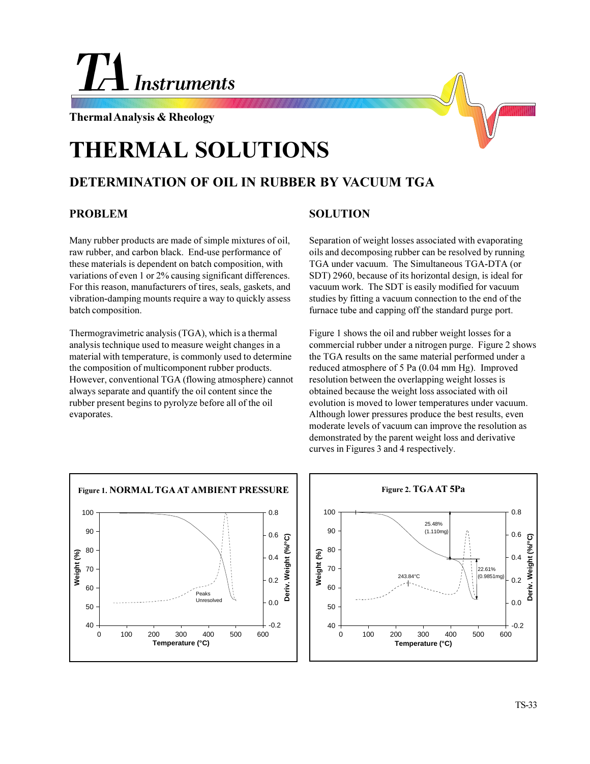# TA Instruments

**Thermal Analysis & Rheology**

# THERMAL SOLUTIONS

## DETERMINATION OF OIL IN RUBBER BY VACUUM TGA

### PROBLEM

Many rubber products are made of simple mixtures of oil, raw rubber, and carbon black. End-use performance of these materials is dependent on batch composition, with variations of even 1 or 2% causing significant differences. For this reason, manufacturers of tires, seals, gaskets, and vibration-damping mounts require a way to quickly assess batch composition.

Thermogravimetric analysis (TGA), which is a thermal analysis technique used to measure weight changes in a material with temperature, is commonly used to determine the composition of multicomponent rubber products. However, conventional TGA (flowing atmosphere) cannot always separate and quantify the oil content since the rubber present begins to pyrolyze before all of the oil evaporates.

### SOLUTION

Separation of weight losses associated with evaporating oils and decomposing rubber can be resolved by running TGA under vacuum. The Simultaneous TGA-DTA (or SDT) 2960, because of its horizontal design, is ideal for vacuum work. The SDT is easily modified for vacuum studies by fitting a vacuum connection to the end of the furnace tube and capping off the standard purge port.

Figure 1 shows the oil and rubber weight losses for a commercial rubber under a nitrogen purge. Figure 2 shows the TGA results on the same material performed under a reduced atmosphere of 5 Pa (0.04 mm Hg). Improved resolution between the overlapping weight losses is obtained because the weight loss associated with oil evolution is moved to lower temperatures under vacuum. Although lower pressures produce the best results, even moderate levels of vacuum can improve the resolution as demonstrated by the parent weight loss and derivative curves in Figures 3 and 4 respectively.

**Figure 1. NORMAL TGA AT AMBIENT PRESSURE**

**Figure 2. TGA AT 5Pa**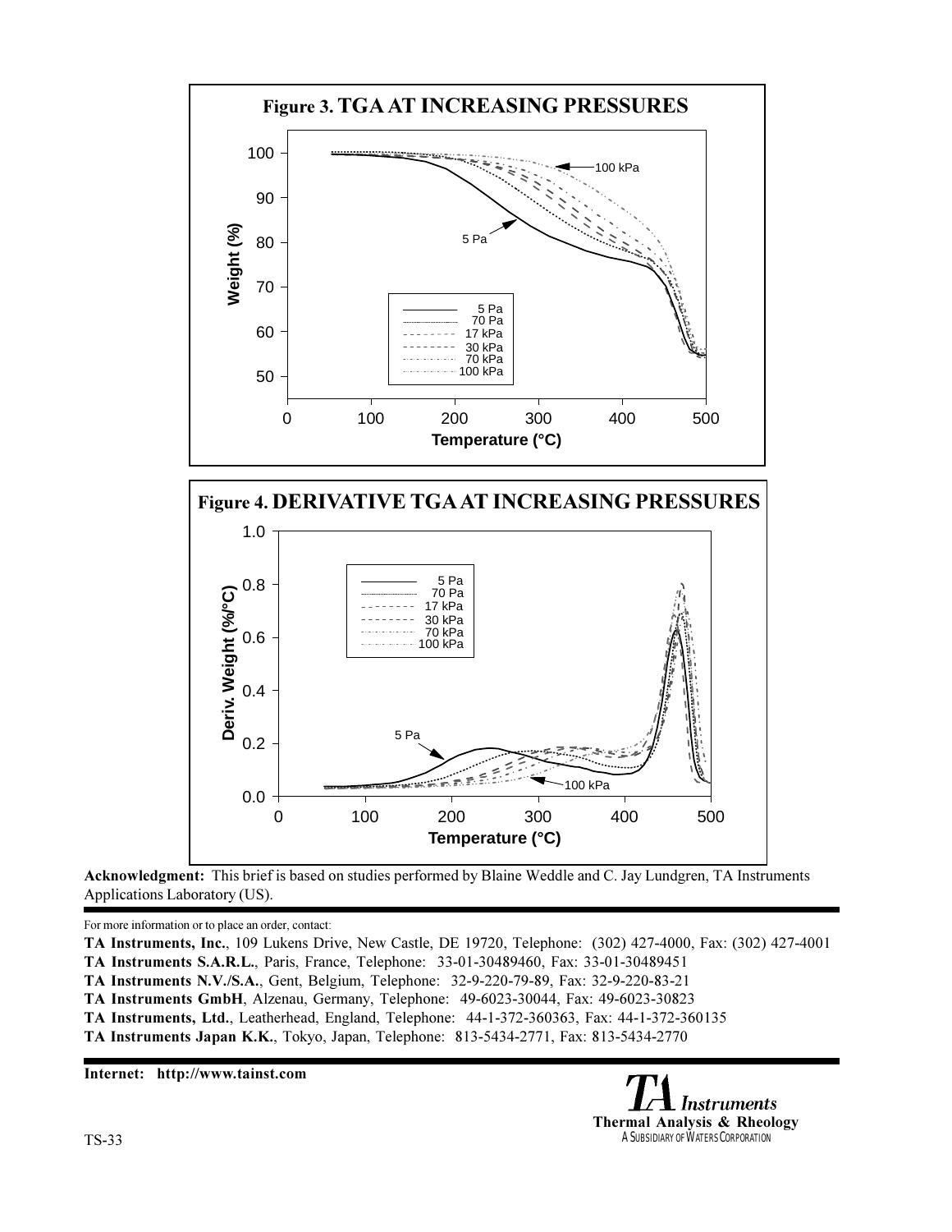**Figure 3. TGA AT INCREASING PRESSURES**

Weight (%)

100
90
80
70
60
50

Temperature (°C)

0 100 200 300 400 500

100 kPa

5 Pa

5 Pa
70 Pa
17 kPa
30 kPa
70 kPa
100 kPa

**Figure 4. DERIVATIVE TGA AT INCREASING PRESSURES**

Deriv. Weight (%/°C)

1.0
0.8
0.6
0.4
0.2
0.0

Temperature (°C)

0 100 200 300 400 500

5 Pa
70 Pa
17 kPa
30 kPa
70 kPa
100 kPa

5 Pa

100 kPa

**Acknowledgment:** This brief is based on studies performed by Blaine Weddle and C. Jay Lundgren, TA Instruments Applications Laboratory (US).

For more information or to place an order, contact:

**TA Instruments, Inc.**, 109 Lukens Drive, New Castle, DE 19720, Telephone: (302) 427-4000, Fax: (302) 427-4001
**TA Instruments S.A.R.L.**, Paris, France, Telephone: 33-01-30489460, Fax: 33-01-30489451
**TA Instruments N.V./S.A.**, Gent, Belgium, Telephone: 32-9-220-79-89, Fax: 32-9-220-83-21
**TA Instruments GmbH**, Alzenau, Germany, Telephone: 49-6023-30044, Fax: 49-6023-30823
**TA Instruments, Ltd.**, Leatherhead, England, Telephone: 44-1-372-360363, Fax: 44-1-372-360135
**TA Instruments Japan K.K.**, Tokyo, Japan, Telephone: 813-5434-2771, Fax: 813-5434-2770

**Internet: http://www.tainst.com**

TA *Instruments*
**Thermal Analysis & Rheology**
A SUBSIDIARY OF WATERS CORPORATION

TS-33